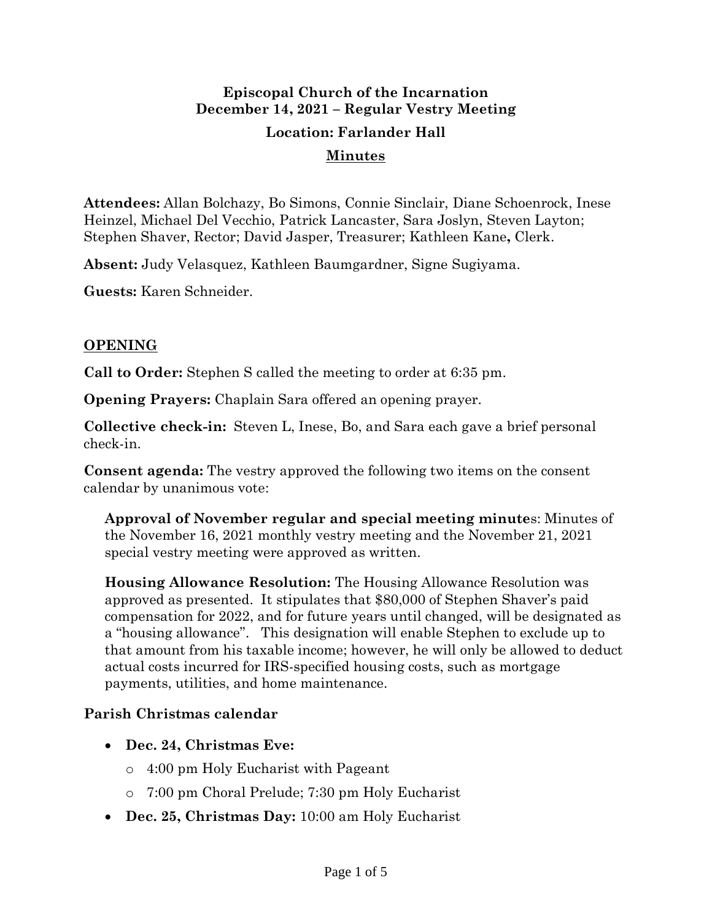**Episcopal Church of the Incarnation**
**December 14, 2021 – Regular Vestry Meeting**
**Location: Farlander Hall**
**Minutes**

**Attendees:** Allan Bolchazy, Bo Simons, Connie Sinclair, Diane Schoenrock, Inese Heinzel, Michael Del Vecchio, Patrick Lancaster, Sara Joslyn, Steven Layton; Stephen Shaver, Rector; David Jasper, Treasurer; Kathleen Kane**,** Clerk.

**Absent:** Judy Velasquez, Kathleen Baumgardner, Signe Sugiyama.

**Guests:** Karen Schneider.

## OPENING

**Call to Order:** Stephen S called the meeting to order at 6:35 pm.

**Opening Prayers:** Chaplain Sara offered an opening prayer.

**Collective check-in:** Steven L, Inese, Bo, and Sara each gave a brief personal check-in.

**Consent agenda:** The vestry approved the following two items on the consent calendar by unanimous vote:

**Approval of November regular and special meeting minute**s: Minutes of the November 16, 2021 monthly vestry meeting and the November 21, 2021 special vestry meeting were approved as written.

**Housing Allowance Resolution:** The Housing Allowance Resolution was approved as presented. It stipulates that $80,000 of Stephen Shaver's paid compensation for 2022, and for future years until changed, will be designated as a "housing allowance". This designation will enable Stephen to exclude up to that amount from his taxable income; however, he will only be allowed to deduct actual costs incurred for IRS-specified housing costs, such as mortgage payments, utilities, and home maintenance.

### Parish Christmas calendar

- **Dec. 24, Christmas Eve:**
  - 4:00 pm Holy Eucharist with Pageant
  - 7:00 pm Choral Prelude; 7:30 pm Holy Eucharist
- **Dec. 25, Christmas Day:** 10:00 am Holy Eucharist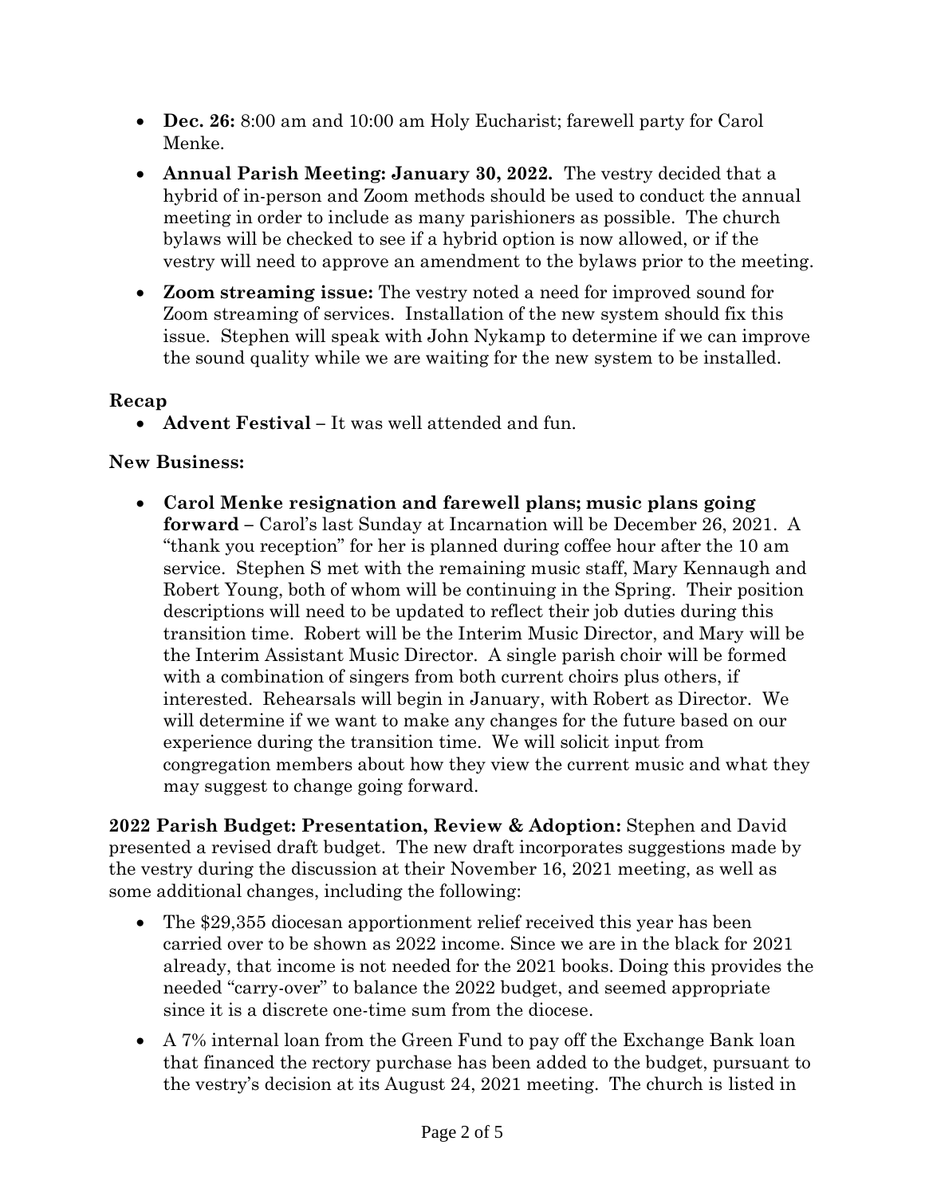- **Dec. 26:** 8:00 am and 10:00 am Holy Eucharist; farewell party for Carol Menke.
- **Annual Parish Meeting: January 30, 2022.** The vestry decided that a hybrid of in-person and Zoom methods should be used to conduct the annual meeting in order to include as many parishioners as possible. The church bylaws will be checked to see if a hybrid option is now allowed, or if the vestry will need to approve an amendment to the bylaws prior to the meeting.
- **Zoom streaming issue:** The vestry noted a need for improved sound for Zoom streaming of services. Installation of the new system should fix this issue. Stephen will speak with John Nykamp to determine if we can improve the sound quality while we are waiting for the new system to be installed.

**Recap**

- **Advent Festival –** It was well attended and fun.

**New Business:**

- **Carol Menke resignation and farewell plans; music plans going forward –** Carol's last Sunday at Incarnation will be December 26, 2021. A "thank you reception" for her is planned during coffee hour after the 10 am service. Stephen S met with the remaining music staff, Mary Kennaugh and Robert Young, both of whom will be continuing in the Spring. Their position descriptions will need to be updated to reflect their job duties during this transition time. Robert will be the Interim Music Director, and Mary will be the Interim Assistant Music Director. A single parish choir will be formed with a combination of singers from both current choirs plus others, if interested. Rehearsals will begin in January, with Robert as Director. We will determine if we want to make any changes for the future based on our experience during the transition time. We will solicit input from congregation members about how they view the current music and what they may suggest to change going forward.

**2022 Parish Budget: Presentation, Review & Adoption:** Stephen and David presented a revised draft budget. The new draft incorporates suggestions made by the vestry during the discussion at their November 16, 2021 meeting, as well as some additional changes, including the following:

- The $29,355 diocesan apportionment relief received this year has been carried over to be shown as 2022 income. Since we are in the black for 2021 already, that income is not needed for the 2021 books. Doing this provides the needed "carry-over" to balance the 2022 budget, and seemed appropriate since it is a discrete one-time sum from the diocese.
- A 7% internal loan from the Green Fund to pay off the Exchange Bank loan that financed the rectory purchase has been added to the budget, pursuant to the vestry's decision at its August 24, 2021 meeting. The church is listed in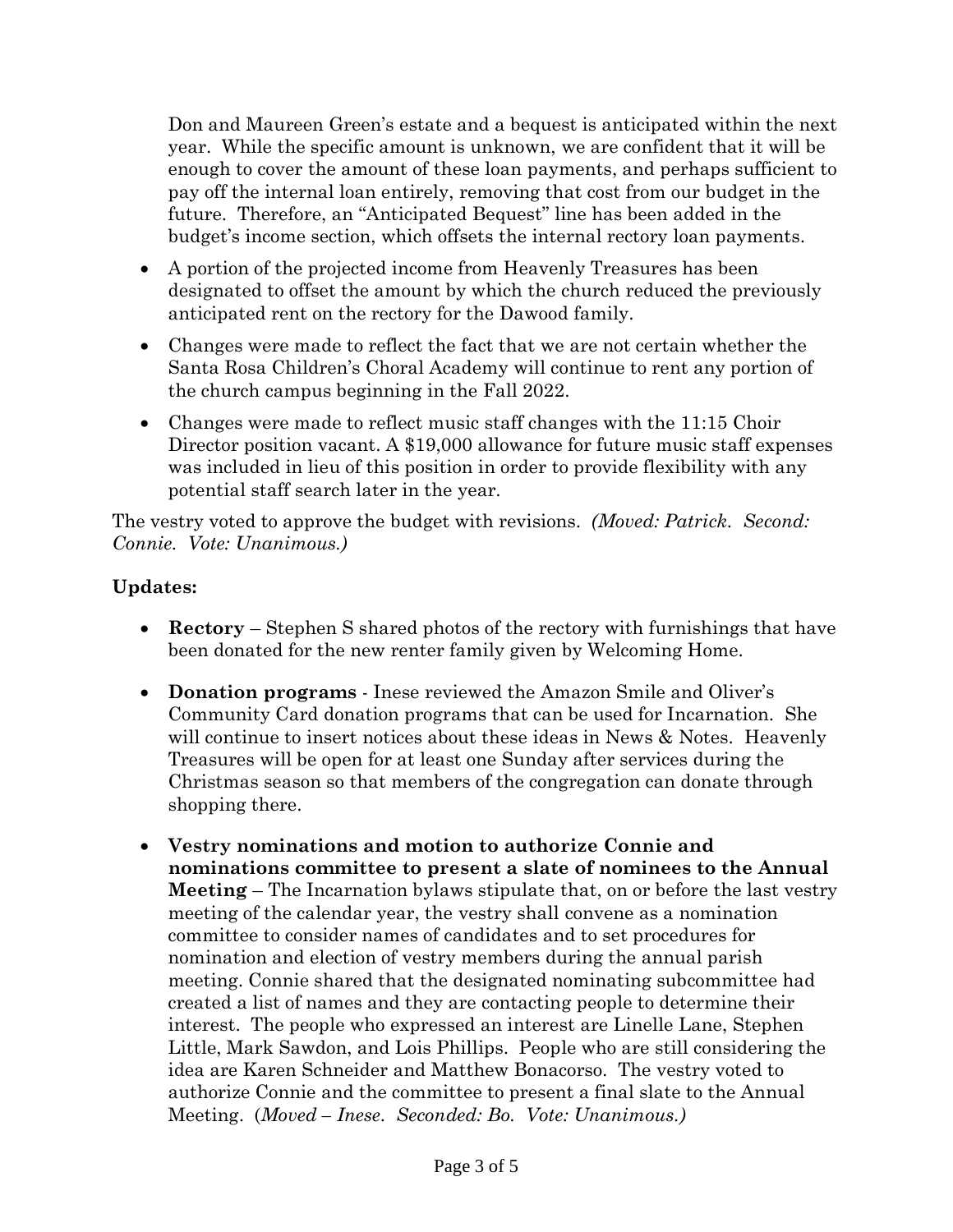Don and Maureen Green's estate and a bequest is anticipated within the next year. While the specific amount is unknown, we are confident that it will be enough to cover the amount of these loan payments, and perhaps sufficient to pay off the internal loan entirely, removing that cost from our budget in the future. Therefore, an "Anticipated Bequest" line has been added in the budget's income section, which offsets the internal rectory loan payments.

- A portion of the projected income from Heavenly Treasures has been designated to offset the amount by which the church reduced the previously anticipated rent on the rectory for the Dawood family.
- Changes were made to reflect the fact that we are not certain whether the Santa Rosa Children's Choral Academy will continue to rent any portion of the church campus beginning in the Fall 2022.
- Changes were made to reflect music staff changes with the 11:15 Choir Director position vacant. A $19,000 allowance for future music staff expenses was included in lieu of this position in order to provide flexibility with any potential staff search later in the year.

The vestry voted to approve the budget with revisions. *(Moved: Patrick. Second: Connie. Vote: Unanimous.)*

**Updates:**

- **Rectory** – Stephen S shared photos of the rectory with furnishings that have been donated for the new renter family given by Welcoming Home.
- **Donation programs** - Inese reviewed the Amazon Smile and Oliver's Community Card donation programs that can be used for Incarnation. She will continue to insert notices about these ideas in News & Notes. Heavenly Treasures will be open for at least one Sunday after services during the Christmas season so that members of the congregation can donate through shopping there.
- **Vestry nominations and motion to authorize Connie and nominations committee to present a slate of nominees to the Annual Meeting** – The Incarnation bylaws stipulate that, on or before the last vestry meeting of the calendar year, the vestry shall convene as a nomination committee to consider names of candidates and to set procedures for nomination and election of vestry members during the annual parish meeting. Connie shared that the designated nominating subcommittee had created a list of names and they are contacting people to determine their interest. The people who expressed an interest are Linelle Lane, Stephen Little, Mark Sawdon, and Lois Phillips. People who are still considering the idea are Karen Schneider and Matthew Bonacorso. The vestry voted to authorize Connie and the committee to present a final slate to the Annual Meeting. (*Moved – Inese. Seconded: Bo. Vote: Unanimous.)*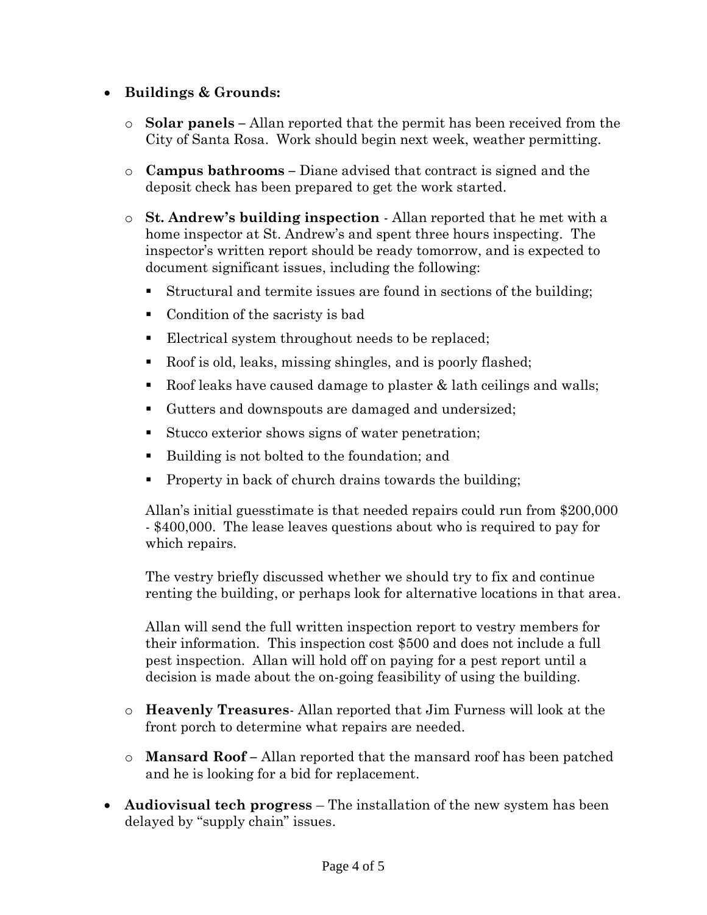- **Buildings & Grounds:**
  - **Solar panels –** Allan reported that the permit has been received from the City of Santa Rosa. Work should begin next week, weather permitting.
  - **Campus bathrooms –** Diane advised that contract is signed and the deposit check has been prepared to get the work started.
  - **St. Andrew's building inspection** - Allan reported that he met with a home inspector at St. Andrew's and spent three hours inspecting. The inspector's written report should be ready tomorrow, and is expected to document significant issues, including the following:
    - Structural and termite issues are found in sections of the building;
    - Condition of the sacristy is bad
    - Electrical system throughout needs to be replaced;
    - Roof is old, leaks, missing shingles, and is poorly flashed;
    - Roof leaks have caused damage to plaster & lath ceilings and walls;
    - Gutters and downspouts are damaged and undersized;
    - Stucco exterior shows signs of water penetration;
    - Building is not bolted to the foundation; and
    - Property in back of church drains towards the building;

    Allan's initial guesstimate is that needed repairs could run from $200,000 - $400,000. The lease leaves questions about who is required to pay for which repairs.

    The vestry briefly discussed whether we should try to fix and continue renting the building, or perhaps look for alternative locations in that area.

    Allan will send the full written inspection report to vestry members for their information. This inspection cost $500 and does not include a full pest inspection. Allan will hold off on paying for a pest report until a decision is made about the on-going feasibility of using the building.
  - **Heavenly Treasures**- Allan reported that Jim Furness will look at the front porch to determine what repairs are needed.
  - **Mansard Roof –** Allan reported that the mansard roof has been patched and he is looking for a bid for replacement.
- **Audiovisual tech progress** – The installation of the new system has been delayed by "supply chain" issues.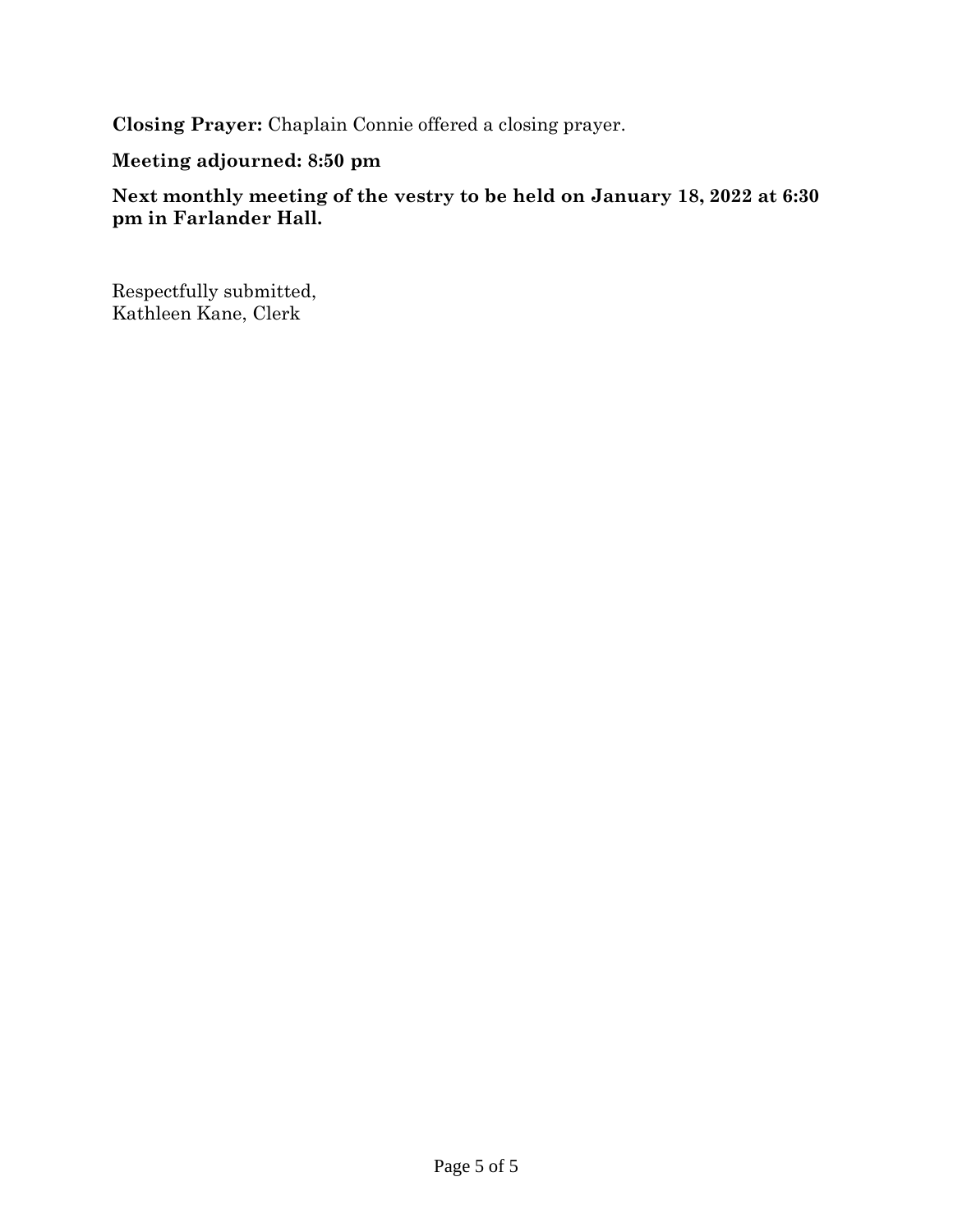**Closing Prayer:** Chaplain Connie offered a closing prayer.

**Meeting adjourned: 8:50 pm**

**Next monthly meeting of the vestry to be held on January 18, 2022 at 6:30 pm in Farlander Hall.**

Respectfully submitted,
Kathleen Kane, Clerk